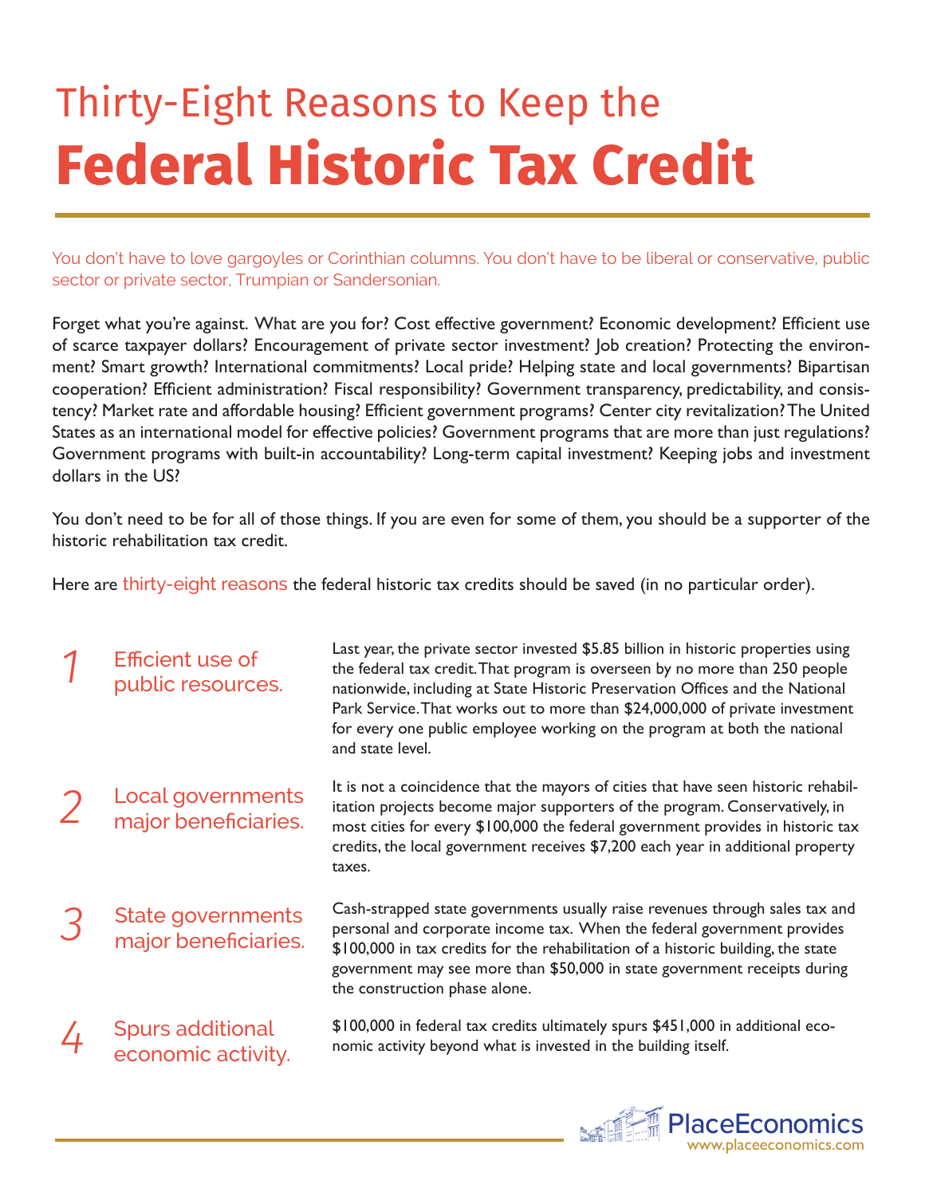# Thirty-Eight Reasons to Keep the **Federal Historic Tax Credit**

You don't have to love gargoyles or Corinthian columns. You don't have to be liberal or conservative, public sector or private sector, Trumpian or Sandersonian.

Forget what you're against. What are you for? Cost effective government? Economic development? Efficient use of scarce taxpayer dollars? Encouragement of private sector investment? Job creation? Protecting the environment? Smart growth? International commitments? Local pride? Helping state and local governments? Bipartisan cooperation? Efficient administration? Fiscal responsibility? Government transparency, predictability, and consistency? Market rate and affordable housing? Efficient government programs? Center city revitalization? The United States as an international model for effective policies? Government programs that are more than just regulations? Government programs with built-in accountability? Long-term capital investment? Keeping jobs and investment dollars in the US?

You don't need to be for all of those things. If you are even for some of them, you should be a supporter of the historic rehabilitation tax credit.

Here are thirty-eight reasons the federal historic tax credits should be saved (in no particular order).

**1 Efficient use of public resources.**

Last year, the private sector invested $5.85 billion in historic properties using the federal tax credit. That program is overseen by no more than 250 people nationwide, including at State Historic Preservation Offices and the National Park Service. That works out to more than $24,000,000 of private investment for every one public employee working on the program at both the national and state level.

**2 Local governments major beneficiaries.**

It is not a coincidence that the mayors of cities that have seen historic rehabilitation projects become major supporters of the program. Conservatively, in most cities for every $100,000 the federal government provides in historic tax credits, the local government receives $7,200 each year in additional property taxes.

**3 State governments major beneficiaries.**

Cash-strapped state governments usually raise revenues through sales tax and personal and corporate income tax. When the federal government provides $100,000 in tax credits for the rehabilitation of a historic building, the state government may see more than $50,000 in state government receipts during the construction phase alone.

**4 Spurs additional economic activity.**

$100,000 in federal tax credits ultimately spurs $451,000 in additional economic activity beyond what is invested in the building itself.

PlaceEconomics
www.placeeconomics.com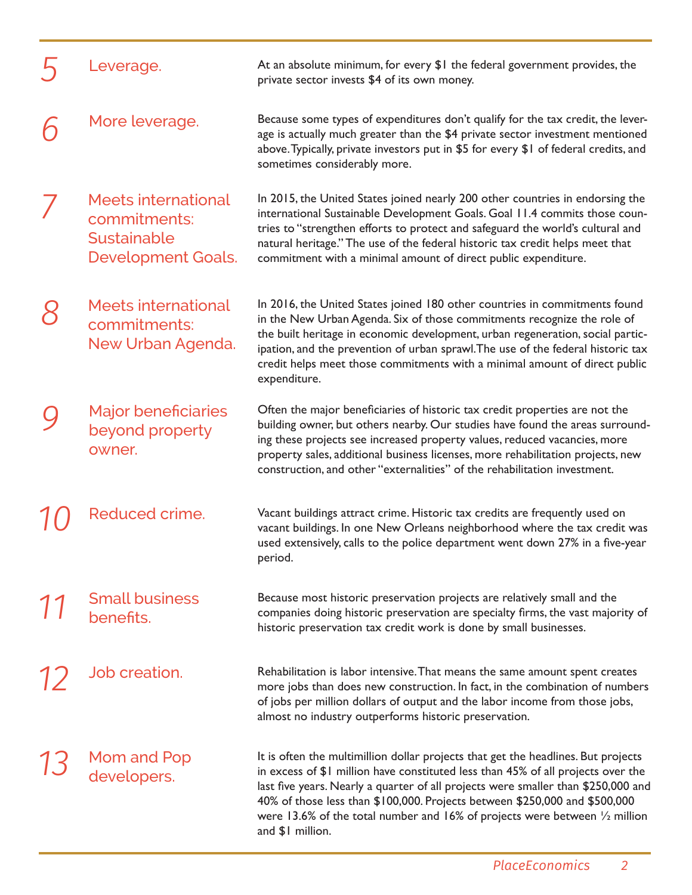## 5 Leverage.

At an absolute minimum, for every $1 the federal government provides, the private sector invests $4 of its own money.

## 6 More leverage.

Because some types of expenditures don't qualify for the tax credit, the leverage is actually much greater than the $4 private sector investment mentioned above. Typically, private investors put in $5 for every $1 of federal credits, and sometimes considerably more.

## 7 Meets international commitments: Sustainable Development Goals.

In 2015, the United States joined nearly 200 other countries in endorsing the international Sustainable Development Goals. Goal 11.4 commits those countries to "strengthen efforts to protect and safeguard the world's cultural and natural heritage." The use of the federal historic tax credit helps meet that commitment with a minimal amount of direct public expenditure.

## 8 Meets international commitments: New Urban Agenda.

In 2016, the United States joined 180 other countries in commitments found in the New Urban Agenda. Six of those commitments recognize the role of the built heritage in economic development, urban regeneration, social participation, and the prevention of urban sprawl. The use of the federal historic tax credit helps meet those commitments with a minimal amount of direct public expenditure.

## 9 Major beneficiaries beyond property owner.

Often the major beneficiaries of historic tax credit properties are not the building owner, but others nearby. Our studies have found the areas surrounding these projects see increased property values, reduced vacancies, more property sales, additional business licenses, more rehabilitation projects, new construction, and other "externalities" of the rehabilitation investment.

## 10 Reduced crime.

Vacant buildings attract crime. Historic tax credits are frequently used on vacant buildings. In one New Orleans neighborhood where the tax credit was used extensively, calls to the police department went down 27% in a five-year period.

## 11 Small business benefits.

Because most historic preservation projects are relatively small and the companies doing historic preservation are specialty firms, the vast majority of historic preservation tax credit work is done by small businesses.

## 12 Job creation.

Rehabilitation is labor intensive. That means the same amount spent creates more jobs than does new construction. In fact, in the combination of numbers of jobs per million dollars of output and the labor income from those jobs, almost no industry outperforms historic preservation.

## 13 Mom and Pop developers.

It is often the multimillion dollar projects that get the headlines. But projects in excess of $1 million have constituted less than 45% of all projects over the last five years. Nearly a quarter of all projects were smaller than $250,000 and 40% of those less than $100,000. Projects between $250,000 and $500,000 were 13.6% of the total number and 16% of projects were between ½ million and $1 million.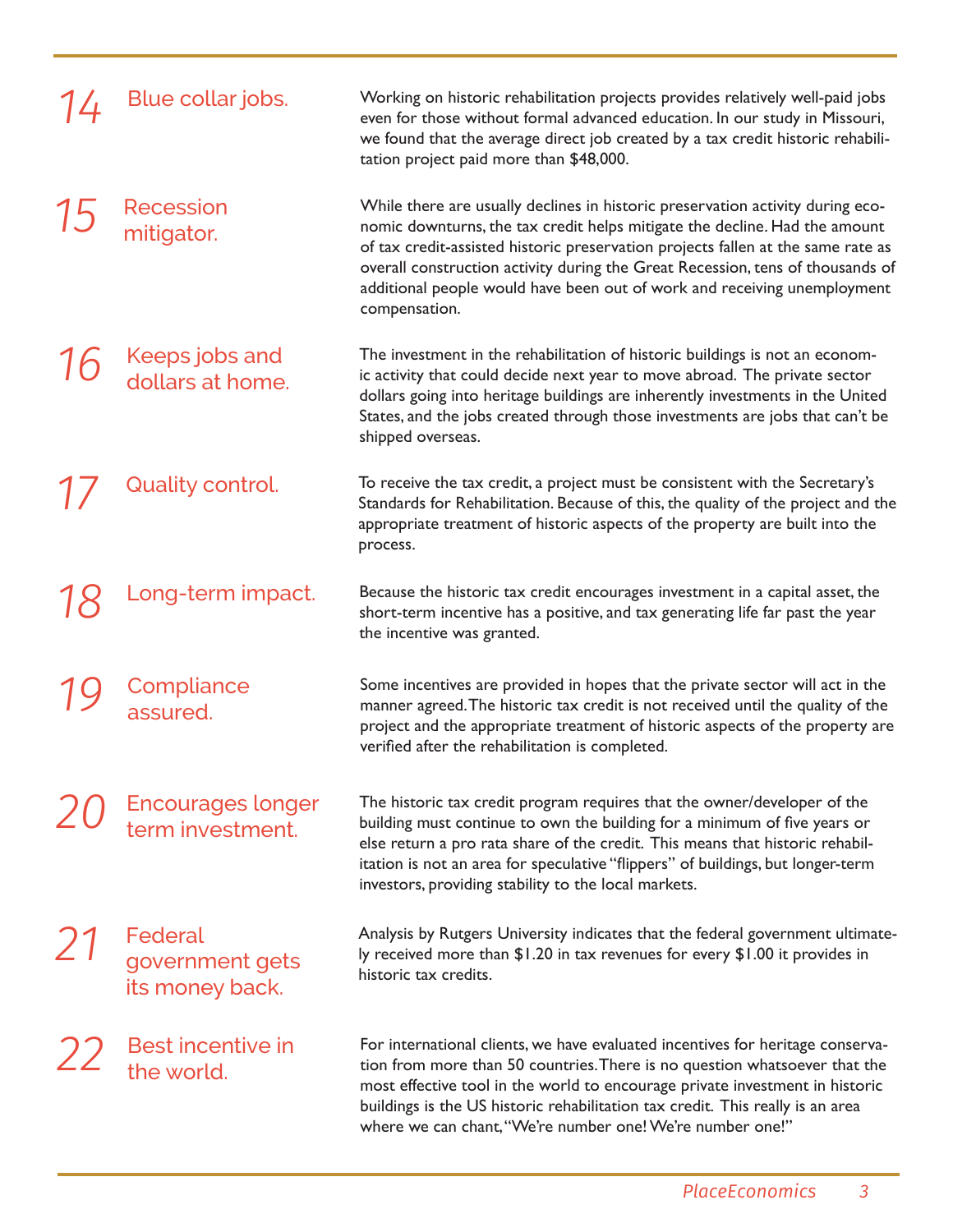## 14 Blue collar jobs.

Working on historic rehabilitation projects provides relatively well-paid jobs even for those without formal advanced education. In our study in Missouri, we found that the average direct job created by a tax credit historic rehabilitation project paid more than $48,000.

## 15 Recession mitigator.

While there are usually declines in historic preservation activity during economic downturns, the tax credit helps mitigate the decline. Had the amount of tax credit-assisted historic preservation projects fallen at the same rate as overall construction activity during the Great Recession, tens of thousands of additional people would have been out of work and receiving unemployment compensation.

## 16 Keeps jobs and dollars at home.

The investment in the rehabilitation of historic buildings is not an economic activity that could decide next year to move abroad. The private sector dollars going into heritage buildings are inherently investments in the United States, and the jobs created through those investments are jobs that can't be shipped overseas.

## 17 Quality control.

To receive the tax credit, a project must be consistent with the Secretary's Standards for Rehabilitation. Because of this, the quality of the project and the appropriate treatment of historic aspects of the property are built into the process.

## 18 Long-term impact.

Because the historic tax credit encourages investment in a capital asset, the short-term incentive has a positive, and tax generating life far past the year the incentive was granted.

## 19 Compliance assured.

Some incentives are provided in hopes that the private sector will act in the manner agreed. The historic tax credit is not received until the quality of the project and the appropriate treatment of historic aspects of the property are verified after the rehabilitation is completed.

## 20 Encourages longer term investment.

The historic tax credit program requires that the owner/developer of the building must continue to own the building for a minimum of five years or else return a pro rata share of the credit. This means that historic rehabilitation is not an area for speculative "flippers" of buildings, but longer-term investors, providing stability to the local markets.

## 21 Federal government gets its money back.

Analysis by Rutgers University indicates that the federal government ultimately received more than $1.20 in tax revenues for every $1.00 it provides in historic tax credits.

## 22 Best incentive in the world.

For international clients, we have evaluated incentives for heritage conservation from more than 50 countries. There is no question whatsoever that the most effective tool in the world to encourage private investment in historic buildings is the US historic rehabilitation tax credit. This really is an area where we can chant, "We're number one! We're number one!"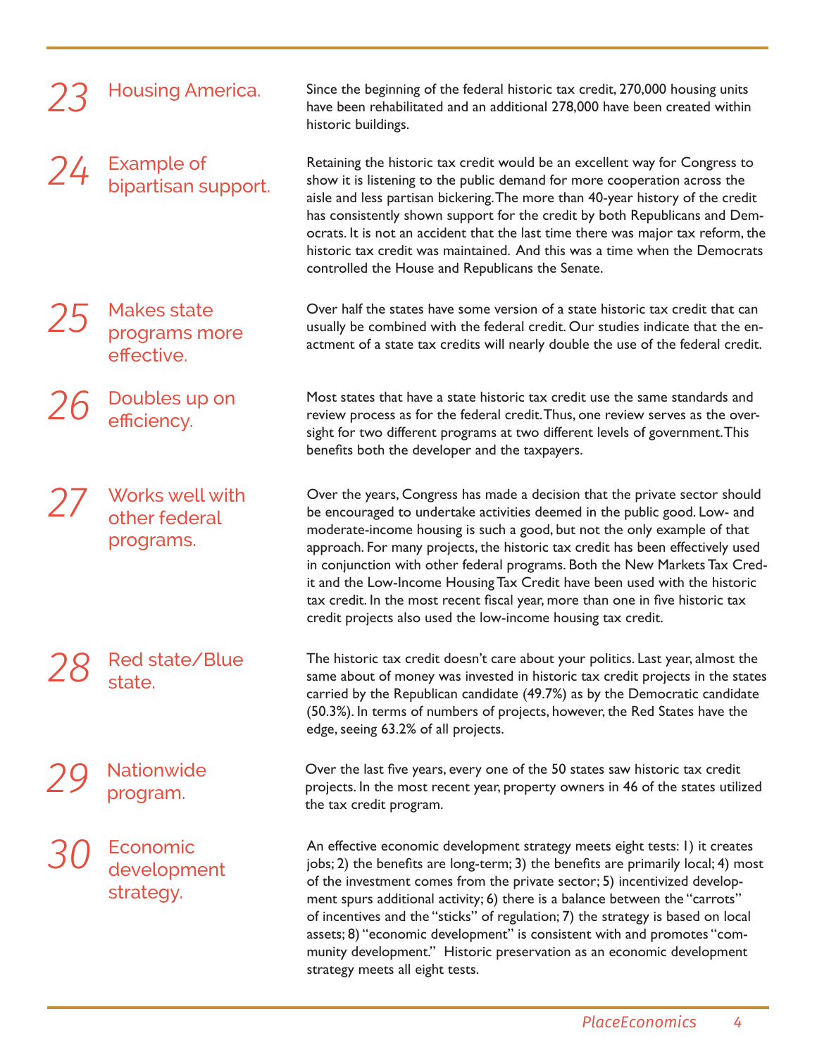## 23 Housing America.

Since the beginning of the federal historic tax credit, 270,000 housing units have been rehabilitated and an additional 278,000 have been created within historic buildings.

## 24 Example of bipartisan support.

Retaining the historic tax credit would be an excellent way for Congress to show it is listening to the public demand for more cooperation across the aisle and less partisan bickering. The more than 40-year history of the credit has consistently shown support for the credit by both Republicans and Democrats. It is not an accident that the last time there was major tax reform, the historic tax credit was maintained. And this was a time when the Democrats controlled the House and Republicans the Senate.

## 25 Makes state programs more effective.

Over half the states have some version of a state historic tax credit that can usually be combined with the federal credit. Our studies indicate that the enactment of a state tax credits will nearly double the use of the federal credit.

## 26 Doubles up on efficiency.

Most states that have a state historic tax credit use the same standards and review process as for the federal credit. Thus, one review serves as the oversight for two different programs at two different levels of government. This benefits both the developer and the taxpayers.

## 27 Works well with other federal programs.

Over the years, Congress has made a decision that the private sector should be encouraged to undertake activities deemed in the public good. Low- and moderate-income housing is such a good, but not the only example of that approach. For many projects, the historic tax credit has been effectively used in conjunction with other federal programs. Both the New Markets Tax Credit and the Low-Income Housing Tax Credit have been used with the historic tax credit. In the most recent fiscal year, more than one in five historic tax credit projects also used the low-income housing tax credit.

## 28 Red state/Blue state.

The historic tax credit doesn't care about your politics. Last year, almost the same about of money was invested in historic tax credit projects in the states carried by the Republican candidate (49.7%) as by the Democratic candidate (50.3%). In terms of numbers of projects, however, the Red States have the edge, seeing 63.2% of all projects.

## 29 Nationwide program.

Over the last five years, every one of the 50 states saw historic tax credit projects. In the most recent year, property owners in 46 of the states utilized the tax credit program.

## 30 Economic development strategy.

An effective economic development strategy meets eight tests: 1) it creates jobs; 2) the benefits are long-term; 3) the benefits are primarily local; 4) most of the investment comes from the private sector; 5) incentivized development spurs additional activity; 6) there is a balance between the "carrots" of incentives and the "sticks" of regulation; 7) the strategy is based on local assets; 8) "economic development" is consistent with and promotes "community development." Historic preservation as an economic development strategy meets all eight tests.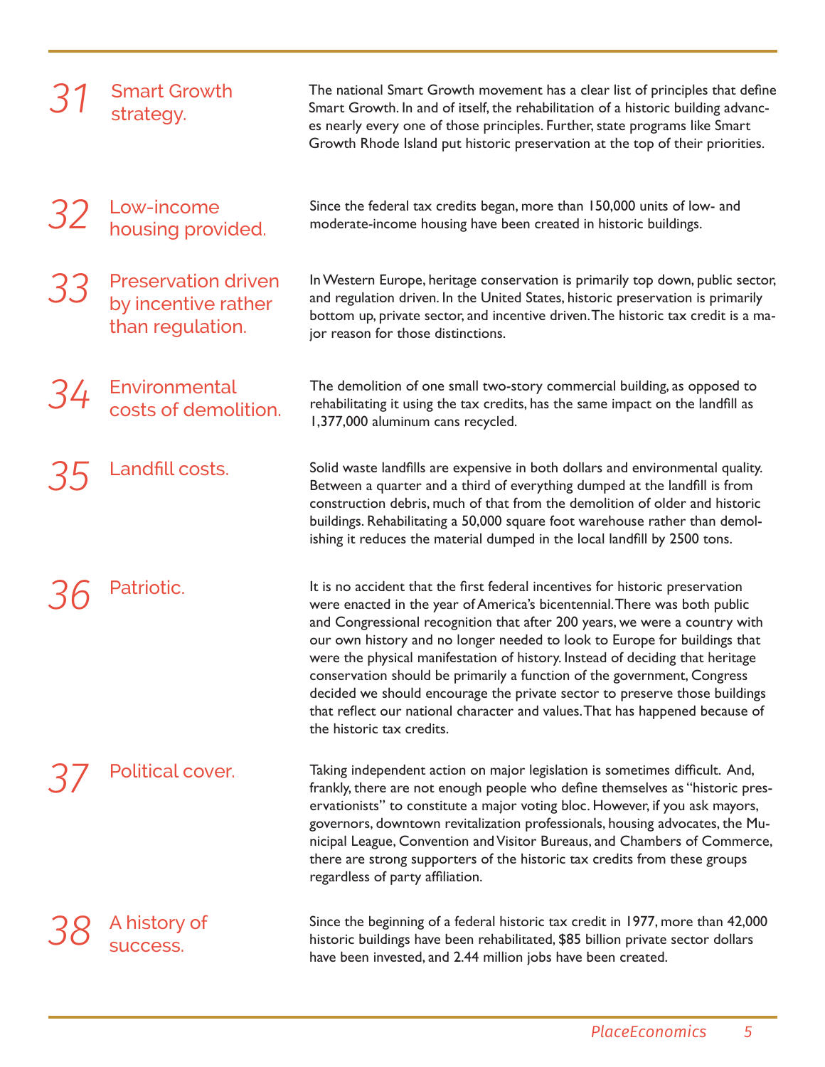## 31 Smart Growth strategy.

The national Smart Growth movement has a clear list of principles that define Smart Growth. In and of itself, the rehabilitation of a historic building advances nearly every one of those principles. Further, state programs like Smart Growth Rhode Island put historic preservation at the top of their priorities.

## 32 Low-income housing provided.

Since the federal tax credits began, more than 150,000 units of low- and moderate-income housing have been created in historic buildings.

## 33 Preservation driven by incentive rather than regulation.

In Western Europe, heritage conservation is primarily top down, public sector, and regulation driven. In the United States, historic preservation is primarily bottom up, private sector, and incentive driven. The historic tax credit is a major reason for those distinctions.

## 34 Environmental costs of demolition.

The demolition of one small two-story commercial building, as opposed to rehabilitating it using the tax credits, has the same impact on the landfill as 1,377,000 aluminum cans recycled.

## 35 Landfill costs.

Solid waste landfills are expensive in both dollars and environmental quality. Between a quarter and a third of everything dumped at the landfill is from construction debris, much of that from the demolition of older and historic buildings. Rehabilitating a 50,000 square foot warehouse rather than demolishing it reduces the material dumped in the local landfill by 2500 tons.

## 36 Patriotic.

It is no accident that the first federal incentives for historic preservation were enacted in the year of America's bicentennial. There was both public and Congressional recognition that after 200 years, we were a country with our own history and no longer needed to look to Europe for buildings that were the physical manifestation of history. Instead of deciding that heritage conservation should be primarily a function of the government, Congress decided we should encourage the private sector to preserve those buildings that reflect our national character and values. That has happened because of the historic tax credits.

## 37 Political cover.

Taking independent action on major legislation is sometimes difficult. And, frankly, there are not enough people who define themselves as "historic preservationists" to constitute a major voting bloc. However, if you ask mayors, governors, downtown revitalization professionals, housing advocates, the Municipal League, Convention and Visitor Bureaus, and Chambers of Commerce, there are strong supporters of the historic tax credits from these groups regardless of party affiliation.

## 38 A history of success.

Since the beginning of a federal historic tax credit in 1977, more than 42,000 historic buildings have been rehabilitated, $85 billion private sector dollars have been invested, and 2.44 million jobs have been created.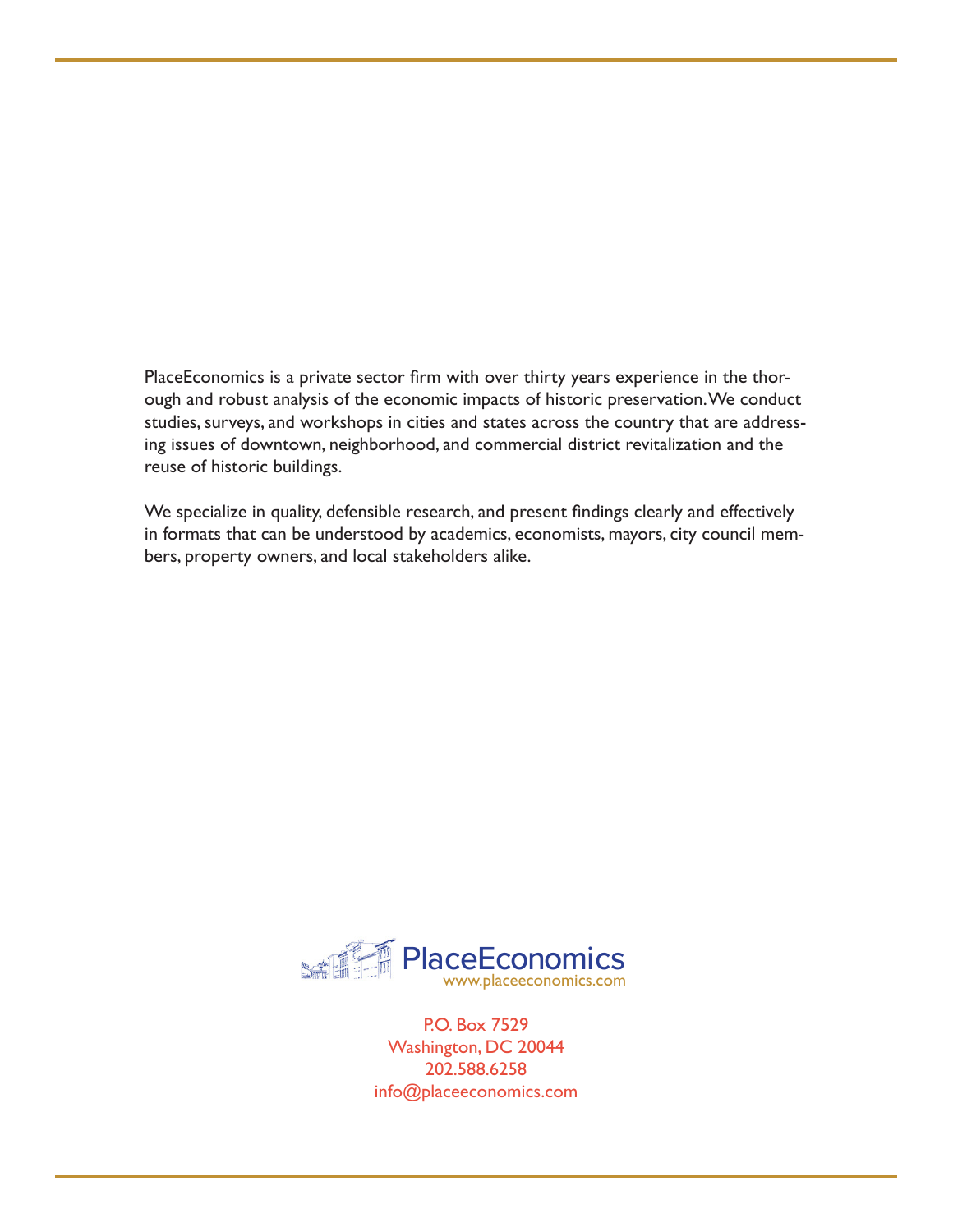PlaceEconomics is a private sector firm with over thirty years experience in the thorough and robust analysis of the economic impacts of historic preservation. We conduct studies, surveys, and workshops in cities and states across the country that are addressing issues of downtown, neighborhood, and commercial district revitalization and the reuse of historic buildings.

We specialize in quality, defensible research, and present findings clearly and effectively in formats that can be understood by academics, economists, mayors, city council members, property owners, and local stakeholders alike.

PlaceEconomics
www.placeeconomics.com

P.O. Box 7529
Washington, DC 20044
202.588.6258
info@placeeconomics.com